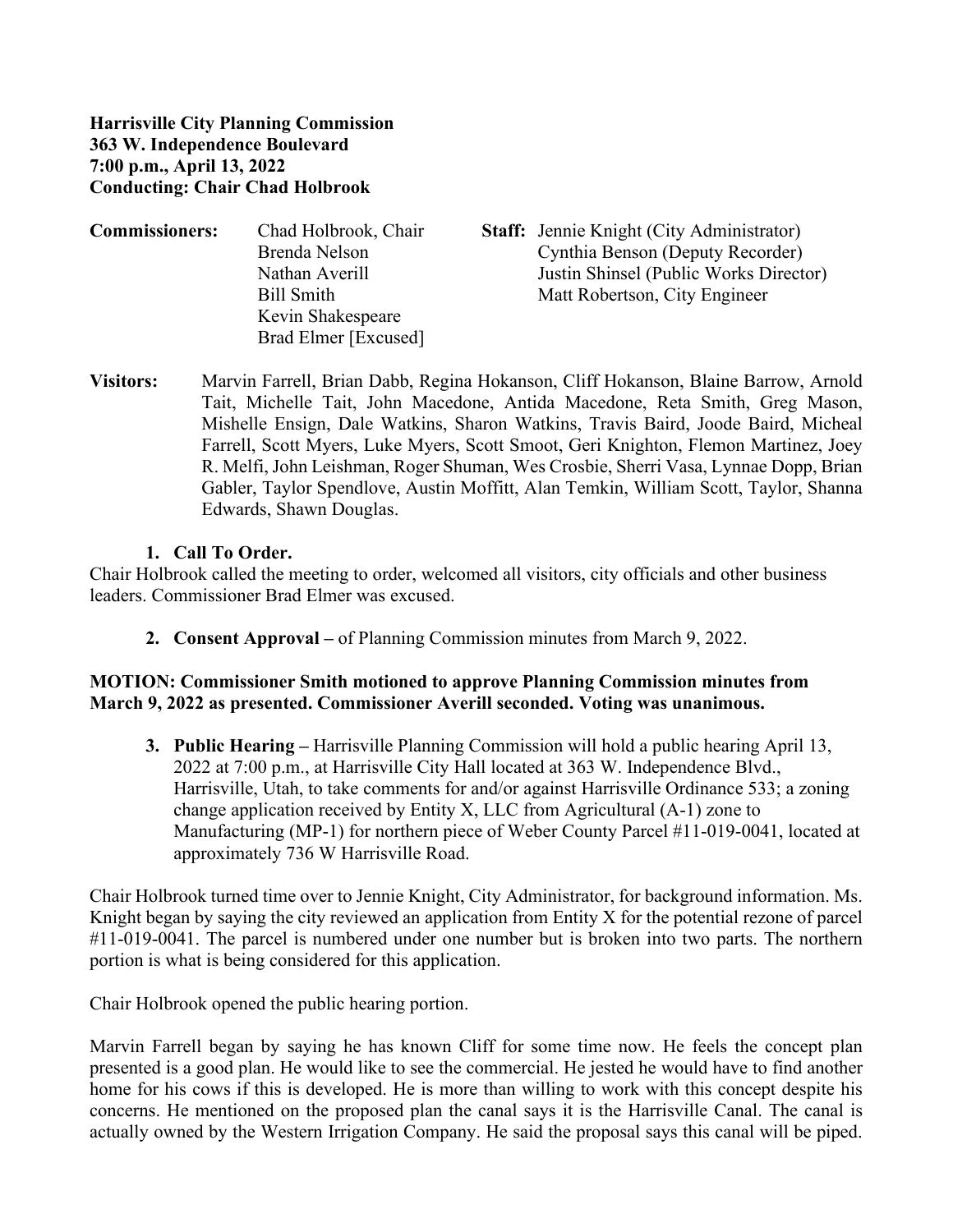**Harrisville City Planning Commission**
**363 W. Independence Boulevard**
**7:00 p.m., April 13, 2022**
**Conducting: Chair Chad Holbrook**

| **Commissioners:** | | **Staff:** |
|---|---|---|
| | Chad Holbrook, Chair | Jennie Knight (City Administrator) |
| | Brenda Nelson | Cynthia Benson (Deputy Recorder) |
| | Nathan Averill | Justin Shinsel (Public Works Director) |
| | Bill Smith | Matt Robertson, City Engineer |
| | Kevin Shakespeare | |
| | Brad Elmer [Excused] | |

**Visitors:** Marvin Farrell, Brian Dabb, Regina Hokanson, Cliff Hokanson, Blaine Barrow, Arnold Tait, Michelle Tait, John Macedone, Antida Macedone, Reta Smith, Greg Mason, Mishelle Ensign, Dale Watkins, Sharon Watkins, Travis Baird, Joode Baird, Micheal Farrell, Scott Myers, Luke Myers, Scott Smoot, Geri Knighton, Flemon Martinez, Joey R. Melfi, John Leishman, Roger Shuman, Wes Crosbie, Sherri Vasa, Lynnae Dopp, Brian Gabler, Taylor Spendlove, Austin Moffitt, Alan Temkin, William Scott, Taylor, Shanna Edwards, Shawn Douglas.

1. **Call To Order.**

Chair Holbrook called the meeting to order, welcomed all visitors, city officials and other business leaders. Commissioner Brad Elmer was excused.

2. **Consent Approval –** of Planning Commission minutes from March 9, 2022.

**MOTION: Commissioner Smith motioned to approve Planning Commission minutes from March 9, 2022 as presented. Commissioner Averill seconded. Voting was unanimous.**

3. **Public Hearing –** Harrisville Planning Commission will hold a public hearing April 13, 2022 at 7:00 p.m., at Harrisville City Hall located at 363 W. Independence Blvd., Harrisville, Utah, to take comments for and/or against Harrisville Ordinance 533; a zoning change application received by Entity X, LLC from Agricultural (A-1) zone to Manufacturing (MP-1) for northern piece of Weber County Parcel #11-019-0041, located at approximately 736 W Harrisville Road.

Chair Holbrook turned time over to Jennie Knight, City Administrator, for background information. Ms. Knight began by saying the city reviewed an application from Entity X for the potential rezone of parcel #11-019-0041. The parcel is numbered under one number but is broken into two parts. The northern portion is what is being considered for this application.

Chair Holbrook opened the public hearing portion.

Marvin Farrell began by saying he has known Cliff for some time now. He feels the concept plan presented is a good plan. He would like to see the commercial. He jested he would have to find another home for his cows if this is developed. He is more than willing to work with this concept despite his concerns. He mentioned on the proposed plan the canal says it is the Harrisville Canal. The canal is actually owned by the Western Irrigation Company. He said the proposal says this canal will be piped.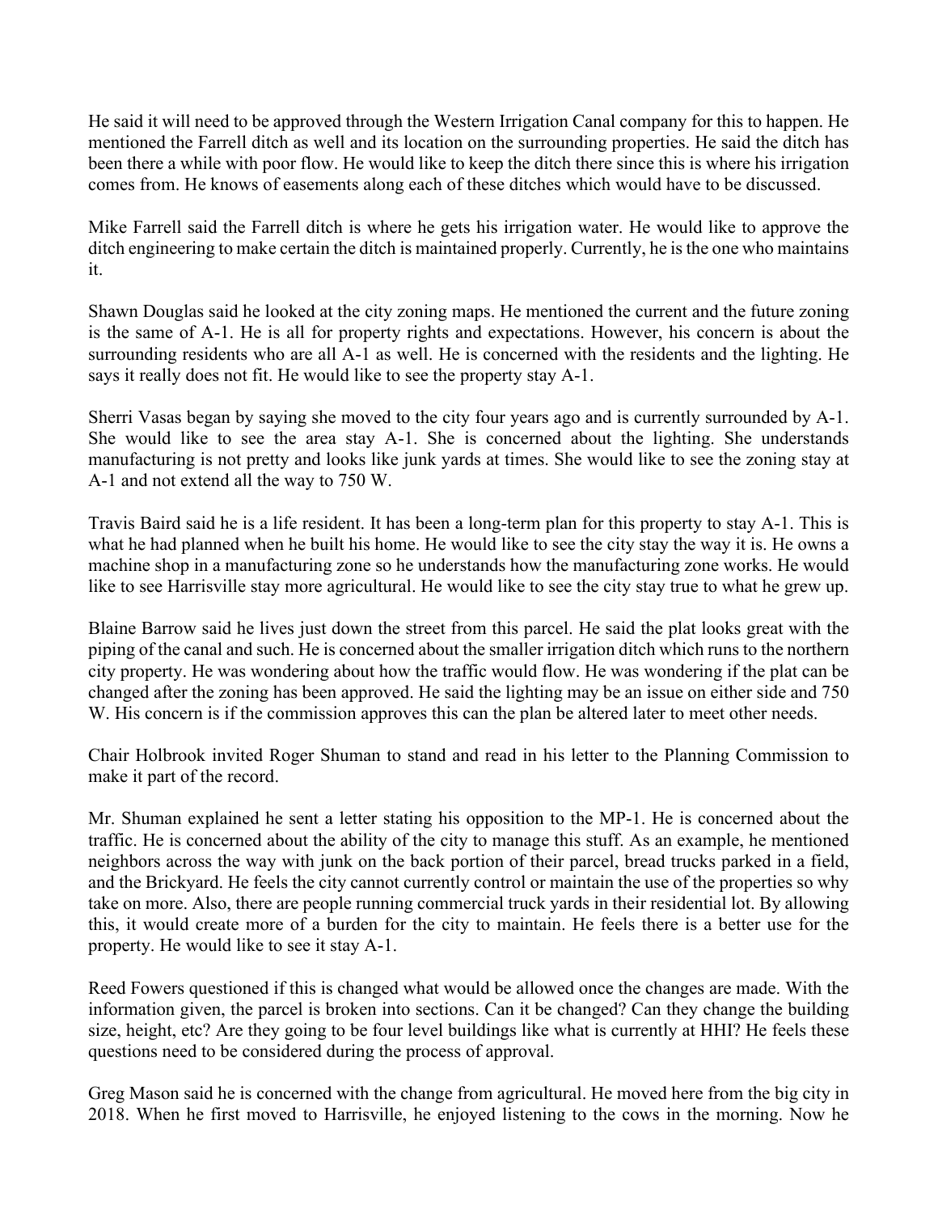He said it will need to be approved through the Western Irrigation Canal company for this to happen. He mentioned the Farrell ditch as well and its location on the surrounding properties. He said the ditch has been there a while with poor flow. He would like to keep the ditch there since this is where his irrigation comes from. He knows of easements along each of these ditches which would have to be discussed.

Mike Farrell said the Farrell ditch is where he gets his irrigation water. He would like to approve the ditch engineering to make certain the ditch is maintained properly. Currently, he is the one who maintains it.

Shawn Douglas said he looked at the city zoning maps. He mentioned the current and the future zoning is the same of A-1. He is all for property rights and expectations. However, his concern is about the surrounding residents who are all A-1 as well. He is concerned with the residents and the lighting. He says it really does not fit. He would like to see the property stay A-1.

Sherri Vasas began by saying she moved to the city four years ago and is currently surrounded by A-1. She would like to see the area stay A-1. She is concerned about the lighting. She understands manufacturing is not pretty and looks like junk yards at times. She would like to see the zoning stay at A-1 and not extend all the way to 750 W.

Travis Baird said he is a life resident. It has been a long-term plan for this property to stay A-1. This is what he had planned when he built his home. He would like to see the city stay the way it is. He owns a machine shop in a manufacturing zone so he understands how the manufacturing zone works. He would like to see Harrisville stay more agricultural. He would like to see the city stay true to what he grew up.

Blaine Barrow said he lives just down the street from this parcel. He said the plat looks great with the piping of the canal and such. He is concerned about the smaller irrigation ditch which runs to the northern city property. He was wondering about how the traffic would flow. He was wondering if the plat can be changed after the zoning has been approved. He said the lighting may be an issue on either side and 750 W. His concern is if the commission approves this can the plan be altered later to meet other needs.

Chair Holbrook invited Roger Shuman to stand and read in his letter to the Planning Commission to make it part of the record.

Mr. Shuman explained he sent a letter stating his opposition to the MP-1. He is concerned about the traffic. He is concerned about the ability of the city to manage this stuff. As an example, he mentioned neighbors across the way with junk on the back portion of their parcel, bread trucks parked in a field, and the Brickyard. He feels the city cannot currently control or maintain the use of the properties so why take on more. Also, there are people running commercial truck yards in their residential lot. By allowing this, it would create more of a burden for the city to maintain. He feels there is a better use for the property. He would like to see it stay A-1.

Reed Fowers questioned if this is changed what would be allowed once the changes are made. With the information given, the parcel is broken into sections. Can it be changed? Can they change the building size, height, etc? Are they going to be four level buildings like what is currently at HHI? He feels these questions need to be considered during the process of approval.

Greg Mason said he is concerned with the change from agricultural. He moved here from the big city in 2018. When he first moved to Harrisville, he enjoyed listening to the cows in the morning. Now he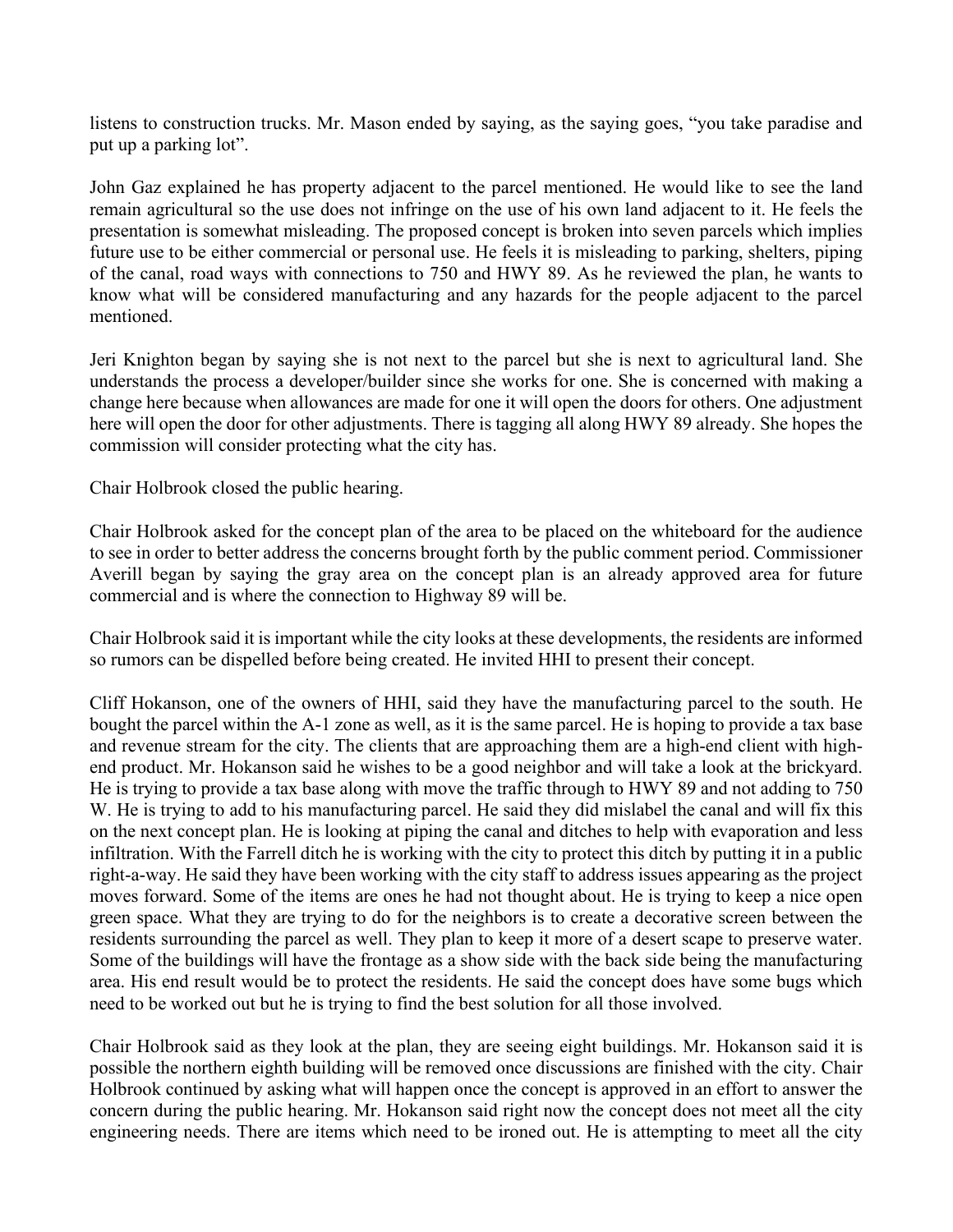listens to construction trucks. Mr. Mason ended by saying, as the saying goes, "you take paradise and put up a parking lot".

John Gaz explained he has property adjacent to the parcel mentioned. He would like to see the land remain agricultural so the use does not infringe on the use of his own land adjacent to it. He feels the presentation is somewhat misleading. The proposed concept is broken into seven parcels which implies future use to be either commercial or personal use. He feels it is misleading to parking, shelters, piping of the canal, road ways with connections to 750 and HWY 89. As he reviewed the plan, he wants to know what will be considered manufacturing and any hazards for the people adjacent to the parcel mentioned.

Jeri Knighton began by saying she is not next to the parcel but she is next to agricultural land. She understands the process a developer/builder since she works for one. She is concerned with making a change here because when allowances are made for one it will open the doors for others. One adjustment here will open the door for other adjustments. There is tagging all along HWY 89 already. She hopes the commission will consider protecting what the city has.

Chair Holbrook closed the public hearing.

Chair Holbrook asked for the concept plan of the area to be placed on the whiteboard for the audience to see in order to better address the concerns brought forth by the public comment period. Commissioner Averill began by saying the gray area on the concept plan is an already approved area for future commercial and is where the connection to Highway 89 will be.

Chair Holbrook said it is important while the city looks at these developments, the residents are informed so rumors can be dispelled before being created. He invited HHI to present their concept.

Cliff Hokanson, one of the owners of HHI, said they have the manufacturing parcel to the south. He bought the parcel within the A-1 zone as well, as it is the same parcel. He is hoping to provide a tax base and revenue stream for the city. The clients that are approaching them are a high-end client with high-end product. Mr. Hokanson said he wishes to be a good neighbor and will take a look at the brickyard. He is trying to provide a tax base along with move the traffic through to HWY 89 and not adding to 750 W. He is trying to add to his manufacturing parcel. He said they did mislabel the canal and will fix this on the next concept plan. He is looking at piping the canal and ditches to help with evaporation and less infiltration. With the Farrell ditch he is working with the city to protect this ditch by putting it in a public right-a-way. He said they have been working with the city staff to address issues appearing as the project moves forward. Some of the items are ones he had not thought about. He is trying to keep a nice open green space. What they are trying to do for the neighbors is to create a decorative screen between the residents surrounding the parcel as well. They plan to keep it more of a desert scape to preserve water. Some of the buildings will have the frontage as a show side with the back side being the manufacturing area. His end result would be to protect the residents. He said the concept does have some bugs which need to be worked out but he is trying to find the best solution for all those involved.

Chair Holbrook said as they look at the plan, they are seeing eight buildings. Mr. Hokanson said it is possible the northern eighth building will be removed once discussions are finished with the city. Chair Holbrook continued by asking what will happen once the concept is approved in an effort to answer the concern during the public hearing. Mr. Hokanson said right now the concept does not meet all the city engineering needs. There are items which need to be ironed out. He is attempting to meet all the city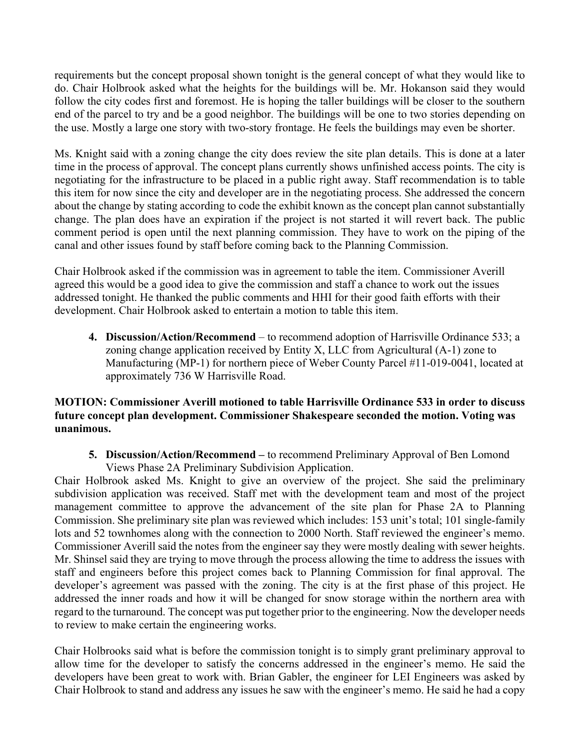requirements but the concept proposal shown tonight is the general concept of what they would like to do. Chair Holbrook asked what the heights for the buildings will be. Mr. Hokanson said they would follow the city codes first and foremost. He is hoping the taller buildings will be closer to the southern end of the parcel to try and be a good neighbor. The buildings will be one to two stories depending on the use. Mostly a large one story with two-story frontage. He feels the buildings may even be shorter.

Ms. Knight said with a zoning change the city does review the site plan details. This is done at a later time in the process of approval. The concept plans currently shows unfinished access points. The city is negotiating for the infrastructure to be placed in a public right away. Staff recommendation is to table this item for now since the city and developer are in the negotiating process. She addressed the concern about the change by stating according to code the exhibit known as the concept plan cannot substantially change. The plan does have an expiration if the project is not started it will revert back. The public comment period is open until the next planning commission. They have to work on the piping of the canal and other issues found by staff before coming back to the Planning Commission.

Chair Holbrook asked if the commission was in agreement to table the item. Commissioner Averill agreed this would be a good idea to give the commission and staff a chance to work out the issues addressed tonight. He thanked the public comments and HHI for their good faith efforts with their development. Chair Holbrook asked to entertain a motion to table this item.

4. **Discussion/Action/Recommend** – to recommend adoption of Harrisville Ordinance 533; a zoning change application received by Entity X, LLC from Agricultural (A-1) zone to Manufacturing (MP-1) for northern piece of Weber County Parcel #11-019-0041, located at approximately 736 W Harrisville Road.

**MOTION: Commissioner Averill motioned to table Harrisville Ordinance 533 in order to discuss future concept plan development. Commissioner Shakespeare seconded the motion. Voting was unanimous.**

5. **Discussion/Action/Recommend –** to recommend Preliminary Approval of Ben Lomond Views Phase 2A Preliminary Subdivision Application.

Chair Holbrook asked Ms. Knight to give an overview of the project. She said the preliminary subdivision application was received. Staff met with the development team and most of the project management committee to approve the advancement of the site plan for Phase 2A to Planning Commission. She preliminary site plan was reviewed which includes: 153 unit's total; 101 single-family lots and 52 townhomes along with the connection to 2000 North. Staff reviewed the engineer's memo. Commissioner Averill said the notes from the engineer say they were mostly dealing with sewer heights. Mr. Shinsel said they are trying to move through the process allowing the time to address the issues with staff and engineers before this project comes back to Planning Commission for final approval. The developer's agreement was passed with the zoning. The city is at the first phase of this project. He addressed the inner roads and how it will be changed for snow storage within the northern area with regard to the turnaround. The concept was put together prior to the engineering. Now the developer needs to review to make certain the engineering works.

Chair Holbrooks said what is before the commission tonight is to simply grant preliminary approval to allow time for the developer to satisfy the concerns addressed in the engineer's memo. He said the developers have been great to work with. Brian Gabler, the engineer for LEI Engineers was asked by Chair Holbrook to stand and address any issues he saw with the engineer's memo. He said he had a copy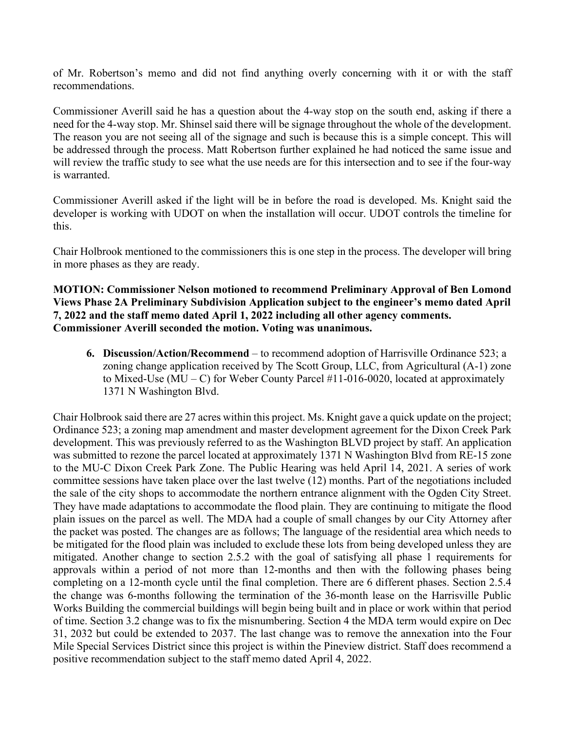of Mr. Robertson's memo and did not find anything overly concerning with it or with the staff recommendations.

Commissioner Averill said he has a question about the 4-way stop on the south end, asking if there a need for the 4-way stop. Mr. Shinsel said there will be signage throughout the whole of the development. The reason you are not seeing all of the signage and such is because this is a simple concept. This will be addressed through the process. Matt Robertson further explained he had noticed the same issue and will review the traffic study to see what the use needs are for this intersection and to see if the four-way is warranted.

Commissioner Averill asked if the light will be in before the road is developed. Ms. Knight said the developer is working with UDOT on when the installation will occur. UDOT controls the timeline for this.

Chair Holbrook mentioned to the commissioners this is one step in the process. The developer will bring in more phases as they are ready.

**MOTION: Commissioner Nelson motioned to recommend Preliminary Approval of Ben Lomond Views Phase 2A Preliminary Subdivision Application subject to the engineer's memo dated April 7, 2022 and the staff memo dated April 1, 2022 including all other agency comments. Commissioner Averill seconded the motion. Voting was unanimous.**

6. **Discussion/Action/Recommend** – to recommend adoption of Harrisville Ordinance 523; a zoning change application received by The Scott Group, LLC, from Agricultural (A-1) zone to Mixed-Use (MU – C) for Weber County Parcel #11-016-0020, located at approximately 1371 N Washington Blvd.

Chair Holbrook said there are 27 acres within this project. Ms. Knight gave a quick update on the project; Ordinance 523; a zoning map amendment and master development agreement for the Dixon Creek Park development. This was previously referred to as the Washington BLVD project by staff. An application was submitted to rezone the parcel located at approximately 1371 N Washington Blvd from RE-15 zone to the MU-C Dixon Creek Park Zone. The Public Hearing was held April 14, 2021. A series of work committee sessions have taken place over the last twelve (12) months. Part of the negotiations included the sale of the city shops to accommodate the northern entrance alignment with the Ogden City Street. They have made adaptations to accommodate the flood plain. They are continuing to mitigate the flood plain issues on the parcel as well. The MDA had a couple of small changes by our City Attorney after the packet was posted. The changes are as follows; The language of the residential area which needs to be mitigated for the flood plain was included to exclude these lots from being developed unless they are mitigated. Another change to section 2.5.2 with the goal of satisfying all phase 1 requirements for approvals within a period of not more than 12-months and then with the following phases being completing on a 12-month cycle until the final completion. There are 6 different phases. Section 2.5.4 the change was 6-months following the termination of the 36-month lease on the Harrisville Public Works Building the commercial buildings will begin being built and in place or work within that period of time. Section 3.2 change was to fix the misnumbering. Section 4 the MDA term would expire on Dec 31, 2032 but could be extended to 2037. The last change was to remove the annexation into the Four Mile Special Services District since this project is within the Pineview district. Staff does recommend a positive recommendation subject to the staff memo dated April 4, 2022.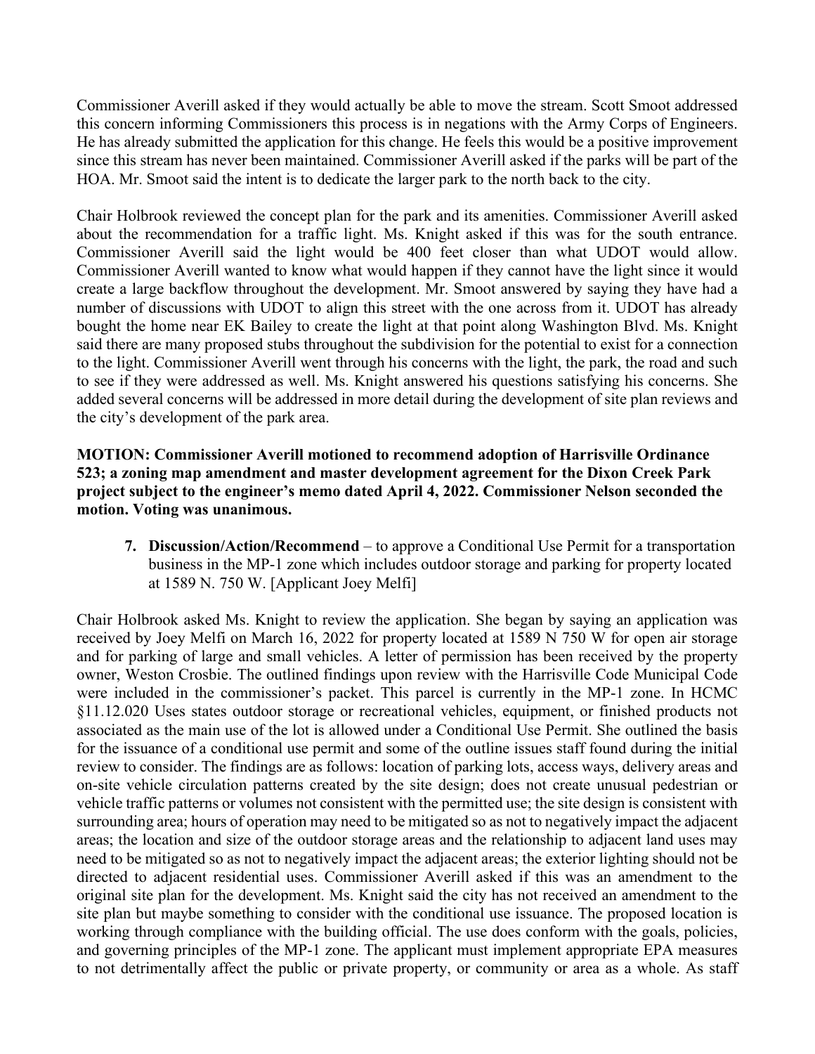Commissioner Averill asked if they would actually be able to move the stream. Scott Smoot addressed this concern informing Commissioners this process is in negations with the Army Corps of Engineers. He has already submitted the application for this change. He feels this would be a positive improvement since this stream has never been maintained. Commissioner Averill asked if the parks will be part of the HOA. Mr. Smoot said the intent is to dedicate the larger park to the north back to the city.

Chair Holbrook reviewed the concept plan for the park and its amenities. Commissioner Averill asked about the recommendation for a traffic light. Ms. Knight asked if this was for the south entrance. Commissioner Averill said the light would be 400 feet closer than what UDOT would allow. Commissioner Averill wanted to know what would happen if they cannot have the light since it would create a large backflow throughout the development. Mr. Smoot answered by saying they have had a number of discussions with UDOT to align this street with the one across from it. UDOT has already bought the home near EK Bailey to create the light at that point along Washington Blvd. Ms. Knight said there are many proposed stubs throughout the subdivision for the potential to exist for a connection to the light. Commissioner Averill went through his concerns with the light, the park, the road and such to see if they were addressed as well. Ms. Knight answered his questions satisfying his concerns. She added several concerns will be addressed in more detail during the development of site plan reviews and the city's development of the park area.

**MOTION: Commissioner Averill motioned to recommend adoption of Harrisville Ordinance 523; a zoning map amendment and master development agreement for the Dixon Creek Park project subject to the engineer's memo dated April 4, 2022. Commissioner Nelson seconded the motion. Voting was unanimous.**

7. **Discussion/Action/Recommend** – to approve a Conditional Use Permit for a transportation business in the MP-1 zone which includes outdoor storage and parking for property located at 1589 N. 750 W. [Applicant Joey Melfi]

Chair Holbrook asked Ms. Knight to review the application. She began by saying an application was received by Joey Melfi on March 16, 2022 for property located at 1589 N 750 W for open air storage and for parking of large and small vehicles. A letter of permission has been received by the property owner, Weston Crosbie. The outlined findings upon review with the Harrisville Code Municipal Code were included in the commissioner's packet. This parcel is currently in the MP-1 zone. In HCMC §11.12.020 Uses states outdoor storage or recreational vehicles, equipment, or finished products not associated as the main use of the lot is allowed under a Conditional Use Permit. She outlined the basis for the issuance of a conditional use permit and some of the outline issues staff found during the initial review to consider. The findings are as follows: location of parking lots, access ways, delivery areas and on-site vehicle circulation patterns created by the site design; does not create unusual pedestrian or vehicle traffic patterns or volumes not consistent with the permitted use; the site design is consistent with surrounding area; hours of operation may need to be mitigated so as not to negatively impact the adjacent areas; the location and size of the outdoor storage areas and the relationship to adjacent land uses may need to be mitigated so as not to negatively impact the adjacent areas; the exterior lighting should not be directed to adjacent residential uses. Commissioner Averill asked if this was an amendment to the original site plan for the development. Ms. Knight said the city has not received an amendment to the site plan but maybe something to consider with the conditional use issuance. The proposed location is working through compliance with the building official. The use does conform with the goals, policies, and governing principles of the MP-1 zone. The applicant must implement appropriate EPA measures to not detrimentally affect the public or private property, or community or area as a whole. As staff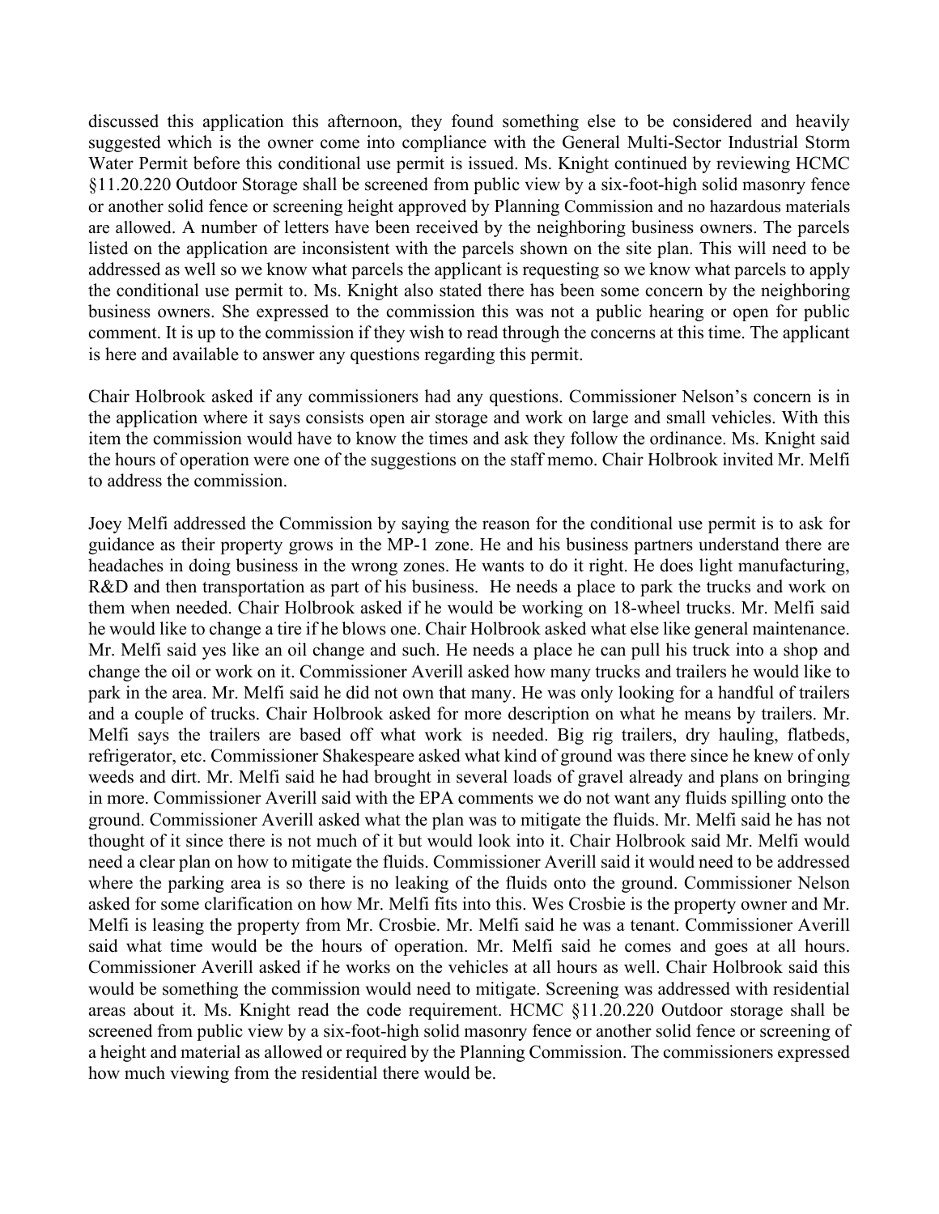discussed this application this afternoon, they found something else to be considered and heavily suggested which is the owner come into compliance with the General Multi-Sector Industrial Storm Water Permit before this conditional use permit is issued. Ms. Knight continued by reviewing HCMC §11.20.220 Outdoor Storage shall be screened from public view by a six-foot-high solid masonry fence or another solid fence or screening height approved by Planning Commission and no hazardous materials are allowed. A number of letters have been received by the neighboring business owners. The parcels listed on the application are inconsistent with the parcels shown on the site plan. This will need to be addressed as well so we know what parcels the applicant is requesting so we know what parcels to apply the conditional use permit to. Ms. Knight also stated there has been some concern by the neighboring business owners. She expressed to the commission this was not a public hearing or open for public comment. It is up to the commission if they wish to read through the concerns at this time. The applicant is here and available to answer any questions regarding this permit.

Chair Holbrook asked if any commissioners had any questions. Commissioner Nelson's concern is in the application where it says consists open air storage and work on large and small vehicles. With this item the commission would have to know the times and ask they follow the ordinance. Ms. Knight said the hours of operation were one of the suggestions on the staff memo. Chair Holbrook invited Mr. Melfi to address the commission.

Joey Melfi addressed the Commission by saying the reason for the conditional use permit is to ask for guidance as their property grows in the MP-1 zone. He and his business partners understand there are headaches in doing business in the wrong zones. He wants to do it right. He does light manufacturing, R&D and then transportation as part of his business. He needs a place to park the trucks and work on them when needed. Chair Holbrook asked if he would be working on 18-wheel trucks. Mr. Melfi said he would like to change a tire if he blows one. Chair Holbrook asked what else like general maintenance. Mr. Melfi said yes like an oil change and such. He needs a place he can pull his truck into a shop and change the oil or work on it. Commissioner Averill asked how many trucks and trailers he would like to park in the area. Mr. Melfi said he did not own that many. He was only looking for a handful of trailers and a couple of trucks. Chair Holbrook asked for more description on what he means by trailers. Mr. Melfi says the trailers are based off what work is needed. Big rig trailers, dry hauling, flatbeds, refrigerator, etc. Commissioner Shakespeare asked what kind of ground was there since he knew of only weeds and dirt. Mr. Melfi said he had brought in several loads of gravel already and plans on bringing in more. Commissioner Averill said with the EPA comments we do not want any fluids spilling onto the ground. Commissioner Averill asked what the plan was to mitigate the fluids. Mr. Melfi said he has not thought of it since there is not much of it but would look into it. Chair Holbrook said Mr. Melfi would need a clear plan on how to mitigate the fluids. Commissioner Averill said it would need to be addressed where the parking area is so there is no leaking of the fluids onto the ground. Commissioner Nelson asked for some clarification on how Mr. Melfi fits into this. Wes Crosbie is the property owner and Mr. Melfi is leasing the property from Mr. Crosbie. Mr. Melfi said he was a tenant. Commissioner Averill said what time would be the hours of operation. Mr. Melfi said he comes and goes at all hours. Commissioner Averill asked if he works on the vehicles at all hours as well. Chair Holbrook said this would be something the commission would need to mitigate. Screening was addressed with residential areas about it. Ms. Knight read the code requirement. HCMC §11.20.220 Outdoor storage shall be screened from public view by a six-foot-high solid masonry fence or another solid fence or screening of a height and material as allowed or required by the Planning Commission. The commissioners expressed how much viewing from the residential there would be.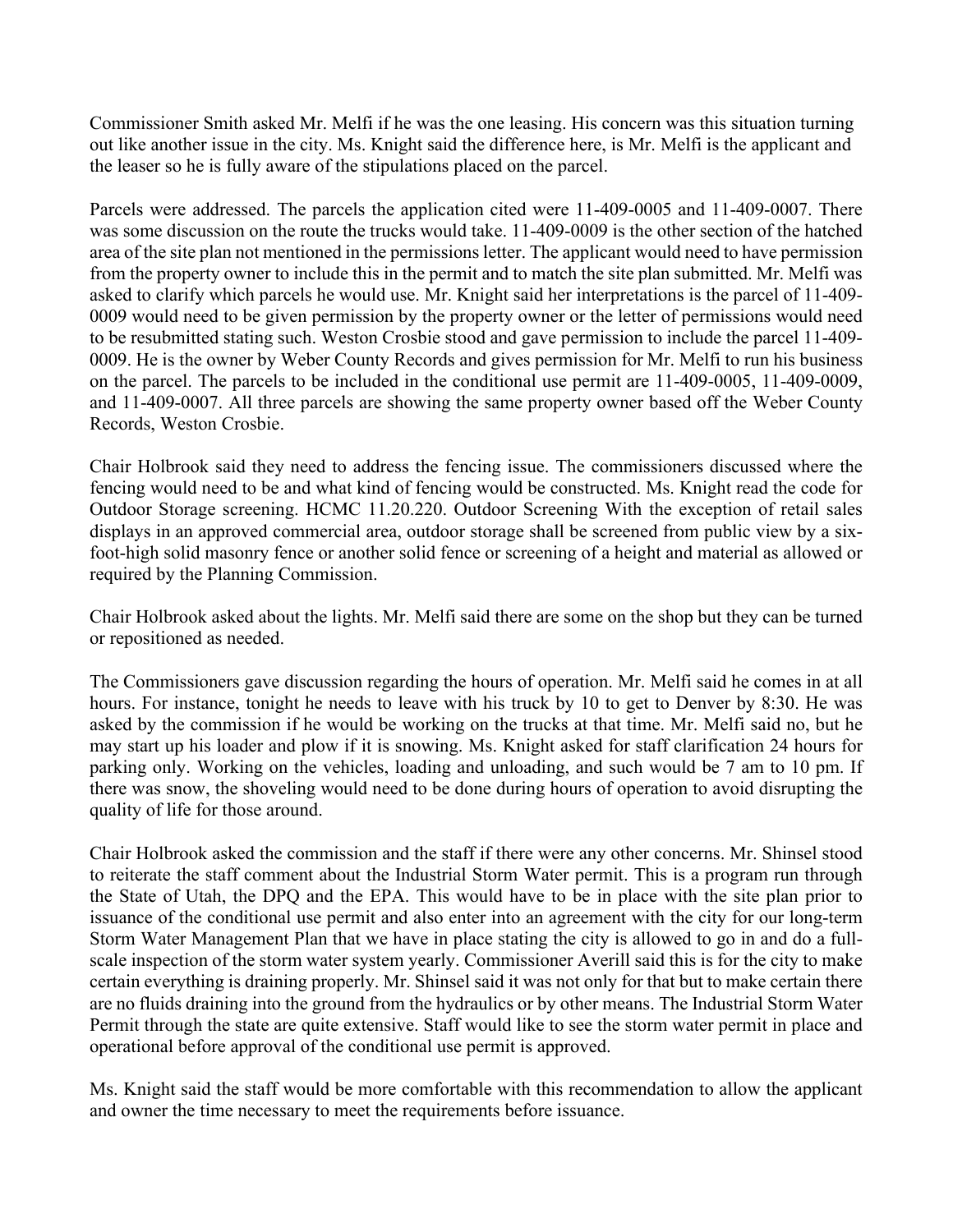Commissioner Smith asked Mr. Melfi if he was the one leasing. His concern was this situation turning out like another issue in the city. Ms. Knight said the difference here, is Mr. Melfi is the applicant and the leaser so he is fully aware of the stipulations placed on the parcel.

Parcels were addressed. The parcels the application cited were 11-409-0005 and 11-409-0007. There was some discussion on the route the trucks would take. 11-409-0009 is the other section of the hatched area of the site plan not mentioned in the permissions letter. The applicant would need to have permission from the property owner to include this in the permit and to match the site plan submitted. Mr. Melfi was asked to clarify which parcels he would use. Mr. Knight said her interpretations is the parcel of 11-409-0009 would need to be given permission by the property owner or the letter of permissions would need to be resubmitted stating such. Weston Crosbie stood and gave permission to include the parcel 11-409-0009. He is the owner by Weber County Records and gives permission for Mr. Melfi to run his business on the parcel. The parcels to be included in the conditional use permit are 11-409-0005, 11-409-0009, and 11-409-0007. All three parcels are showing the same property owner based off the Weber County Records, Weston Crosbie.

Chair Holbrook said they need to address the fencing issue. The commissioners discussed where the fencing would need to be and what kind of fencing would be constructed. Ms. Knight read the code for Outdoor Storage screening. HCMC 11.20.220. Outdoor Screening With the exception of retail sales displays in an approved commercial area, outdoor storage shall be screened from public view by a six-foot-high solid masonry fence or another solid fence or screening of a height and material as allowed or required by the Planning Commission.

Chair Holbrook asked about the lights. Mr. Melfi said there are some on the shop but they can be turned or repositioned as needed.

The Commissioners gave discussion regarding the hours of operation. Mr. Melfi said he comes in at all hours. For instance, tonight he needs to leave with his truck by 10 to get to Denver by 8:30. He was asked by the commission if he would be working on the trucks at that time. Mr. Melfi said no, but he may start up his loader and plow if it is snowing. Ms. Knight asked for staff clarification 24 hours for parking only. Working on the vehicles, loading and unloading, and such would be 7 am to 10 pm. If there was snow, the shoveling would need to be done during hours of operation to avoid disrupting the quality of life for those around.

Chair Holbrook asked the commission and the staff if there were any other concerns. Mr. Shinsel stood to reiterate the staff comment about the Industrial Storm Water permit. This is a program run through the State of Utah, the DPQ and the EPA. This would have to be in place with the site plan prior to issuance of the conditional use permit and also enter into an agreement with the city for our long-term Storm Water Management Plan that we have in place stating the city is allowed to go in and do a full-scale inspection of the storm water system yearly. Commissioner Averill said this is for the city to make certain everything is draining properly. Mr. Shinsel said it was not only for that but to make certain there are no fluids draining into the ground from the hydraulics or by other means. The Industrial Storm Water Permit through the state are quite extensive. Staff would like to see the storm water permit in place and operational before approval of the conditional use permit is approved.

Ms. Knight said the staff would be more comfortable with this recommendation to allow the applicant and owner the time necessary to meet the requirements before issuance.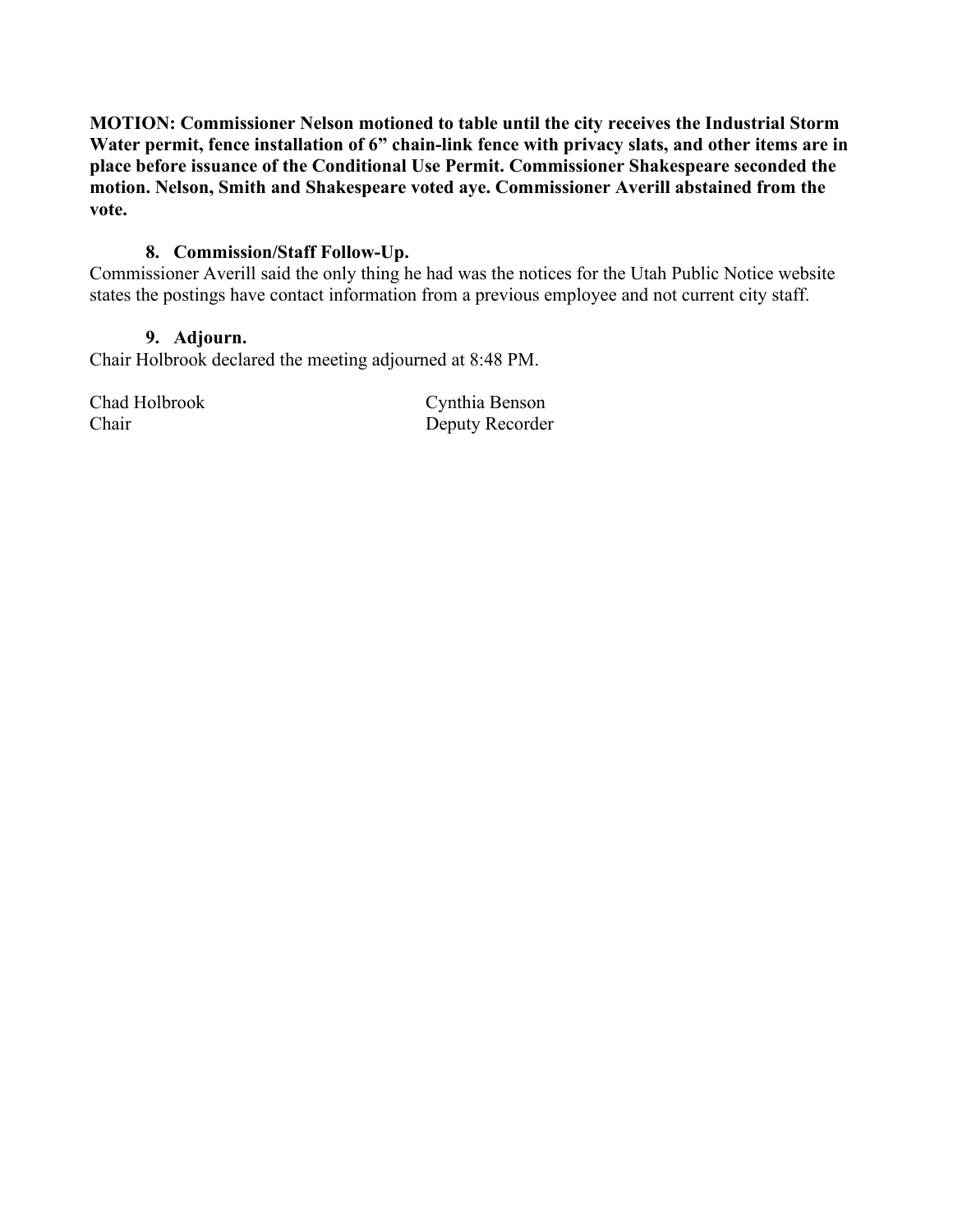**MOTION: Commissioner Nelson motioned to table until the city receives the Industrial Storm Water permit, fence installation of 6" chain-link fence with privacy slats, and other items are in place before issuance of the Conditional Use Permit. Commissioner Shakespeare seconded the motion. Nelson, Smith and Shakespeare voted aye. Commissioner Averill abstained from the vote.**

### 8. Commission/Staff Follow-Up.

Commissioner Averill said the only thing he had was the notices for the Utah Public Notice website states the postings have contact information from a previous employee and not current city staff.

### 9. Adjourn.

Chair Holbrook declared the meeting adjourned at 8:48 PM.

Chad Holbrook
Chair

Cynthia Benson
Deputy Recorder